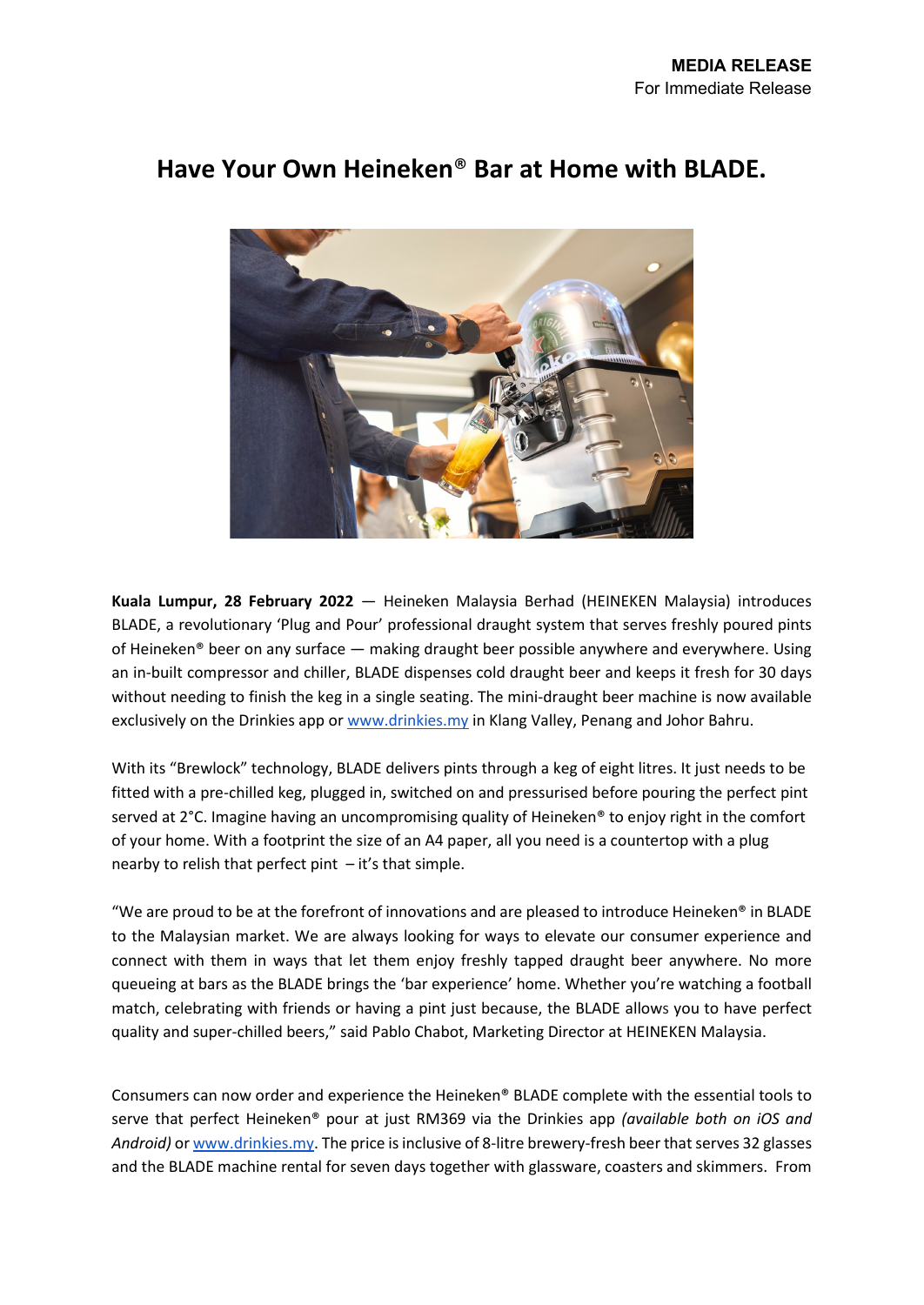**MEDIA RELEASE**
For Immediate Release

# Have Your Own Heineken® Bar at Home with BLADE.

**Kuala Lumpur, 28 February 2022** — Heineken Malaysia Berhad (HEINEKEN Malaysia) introduces BLADE, a revolutionary 'Plug and Pour' professional draught system that serves freshly poured pints of Heineken® beer on any surface — making draught beer possible anywhere and everywhere. Using an in-built compressor and chiller, BLADE dispenses cold draught beer and keeps it fresh for 30 days without needing to finish the keg in a single seating. The mini-draught beer machine is now available exclusively on the Drinkies app or [www.drinkies.my](www.drinkies.my) in Klang Valley, Penang and Johor Bahru.

With its "Brewlock" technology, BLADE delivers pints through a keg of eight litres. It just needs to be fitted with a pre-chilled keg, plugged in, switched on and pressurised before pouring the perfect pint served at 2°C. Imagine having an uncompromising quality of Heineken® to enjoy right in the comfort of your home. With a footprint the size of an A4 paper, all you need is a countertop with a plug nearby to relish that perfect pint – it's that simple.

"We are proud to be at the forefront of innovations and are pleased to introduce Heineken® in BLADE to the Malaysian market. We are always looking for ways to elevate our consumer experience and connect with them in ways that let them enjoy freshly tapped draught beer anywhere. No more queueing at bars as the BLADE brings the 'bar experience' home. Whether you're watching a football match, celebrating with friends or having a pint just because, the BLADE allows you to have perfect quality and super-chilled beers," said Pablo Chabot, Marketing Director at HEINEKEN Malaysia.

Consumers can now order and experience the Heineken® BLADE complete with the essential tools to serve that perfect Heineken® pour at just RM369 via the Drinkies app *(available both on iOS and Android)* or [www.drinkies.my](www.drinkies.my). The price is inclusive of 8-litre brewery-fresh beer that serves 32 glasses and the BLADE machine rental for seven days together with glassware, coasters and skimmers. From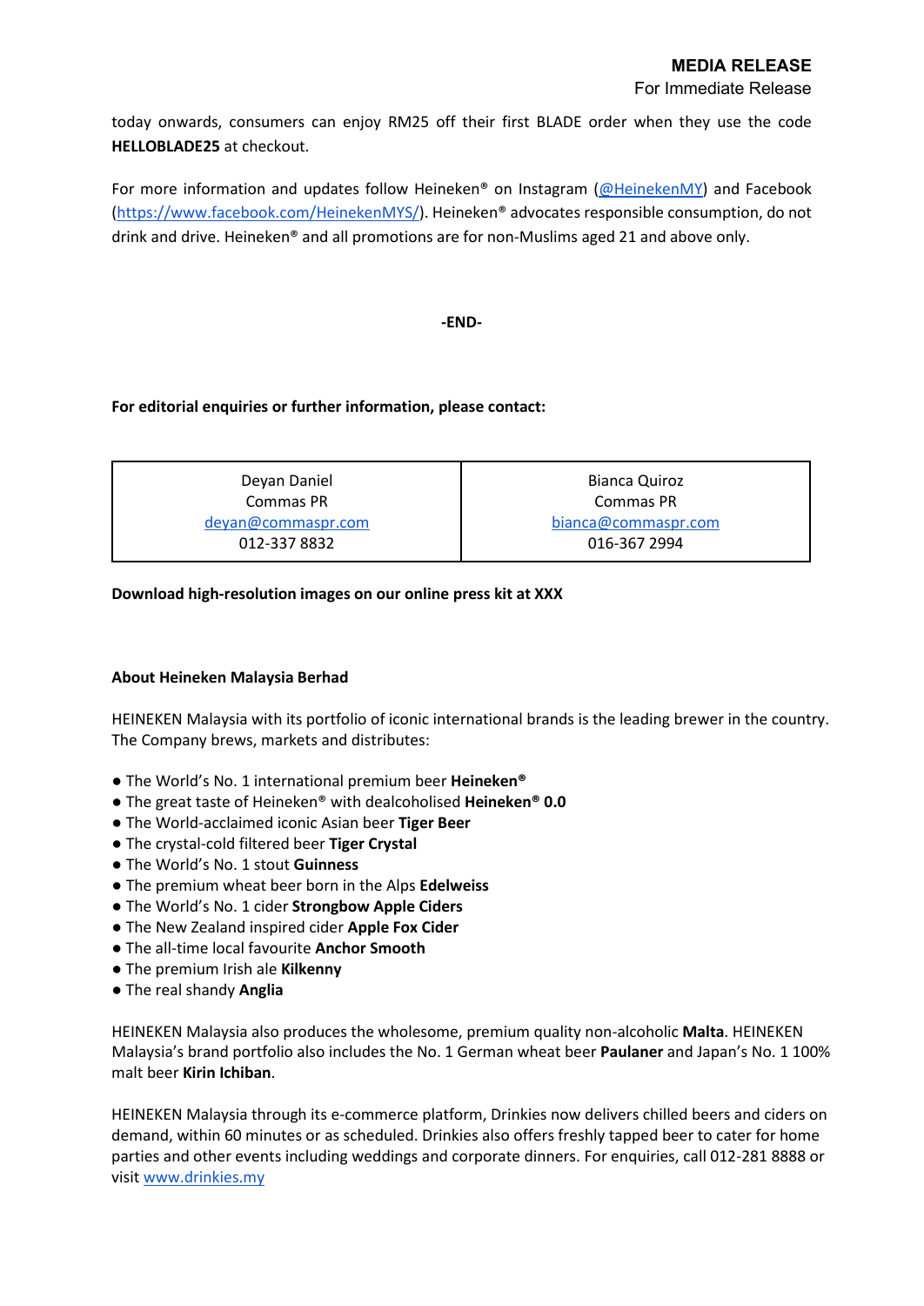today onwards, consumers can enjoy RM25 off their first BLADE order when they use the code **HELLOBLADE25** at checkout.

For more information and updates follow Heineken® on Instagram (@HeinekenMY) and Facebook (https://www.facebook.com/HeinekenMYS/). Heineken® advocates responsible consumption, do not drink and drive. Heineken® and all promotions are for non-Muslims aged 21 and above only.

**-END-**

**For editorial enquiries or further information, please contact:**

| Deyan Daniel<br>Commas PR<br>deyan@commaspr.com<br>012-337 8832 | Bianca Quiroz<br>Commas PR<br>bianca@commaspr.com<br>016-367 2994 |
|---|---|

**Download high-resolution images on our online press kit at XXX**

**About Heineken Malaysia Berhad**

HEINEKEN Malaysia with its portfolio of iconic international brands is the leading brewer in the country. The Company brews, markets and distributes:

- The World's No. 1 international premium beer **Heineken®**
- The great taste of Heineken® with dealcoholised **Heineken® 0.0**
- The World-acclaimed iconic Asian beer **Tiger Beer**
- The crystal-cold filtered beer **Tiger Crystal**
- The World's No. 1 stout **Guinness**
- The premium wheat beer born in the Alps **Edelweiss**
- The World's No. 1 cider **Strongbow Apple Ciders**
- The New Zealand inspired cider **Apple Fox Cider**
- The all-time local favourite **Anchor Smooth**
- The premium Irish ale **Kilkenny**
- The real shandy **Anglia**

HEINEKEN Malaysia also produces the wholesome, premium quality non-alcoholic **Malta**. HEINEKEN Malaysia's brand portfolio also includes the No. 1 German wheat beer **Paulaner** and Japan's No. 1 100% malt beer **Kirin Ichiban**.

HEINEKEN Malaysia through its e-commerce platform, Drinkies now delivers chilled beers and ciders on demand, within 60 minutes or as scheduled. Drinkies also offers freshly tapped beer to cater for home parties and other events including weddings and corporate dinners. For enquiries, call 012-281 8888 or visit www.drinkies.my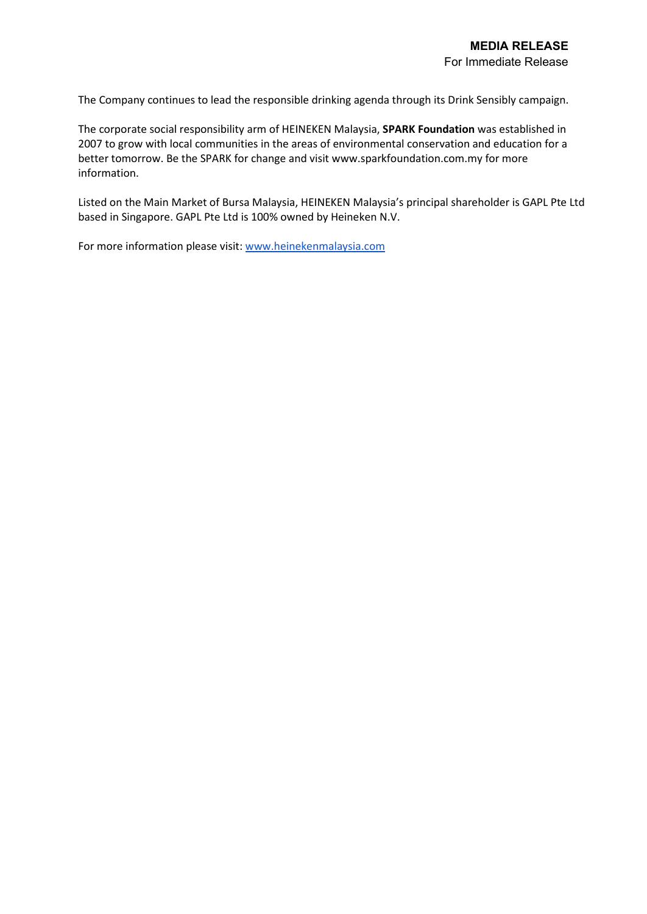**MEDIA RELEASE**
For Immediate Release

The Company continues to lead the responsible drinking agenda through its Drink Sensibly campaign.

The corporate social responsibility arm of HEINEKEN Malaysia, **SPARK Foundation** was established in 2007 to grow with local communities in the areas of environmental conservation and education for a better tomorrow. Be the SPARK for change and visit www.sparkfoundation.com.my for more information.

Listed on the Main Market of Bursa Malaysia, HEINEKEN Malaysia's principal shareholder is GAPL Pte Ltd based in Singapore. GAPL Pte Ltd is 100% owned by Heineken N.V.

For more information please visit: www.heinekenmalaysia.com